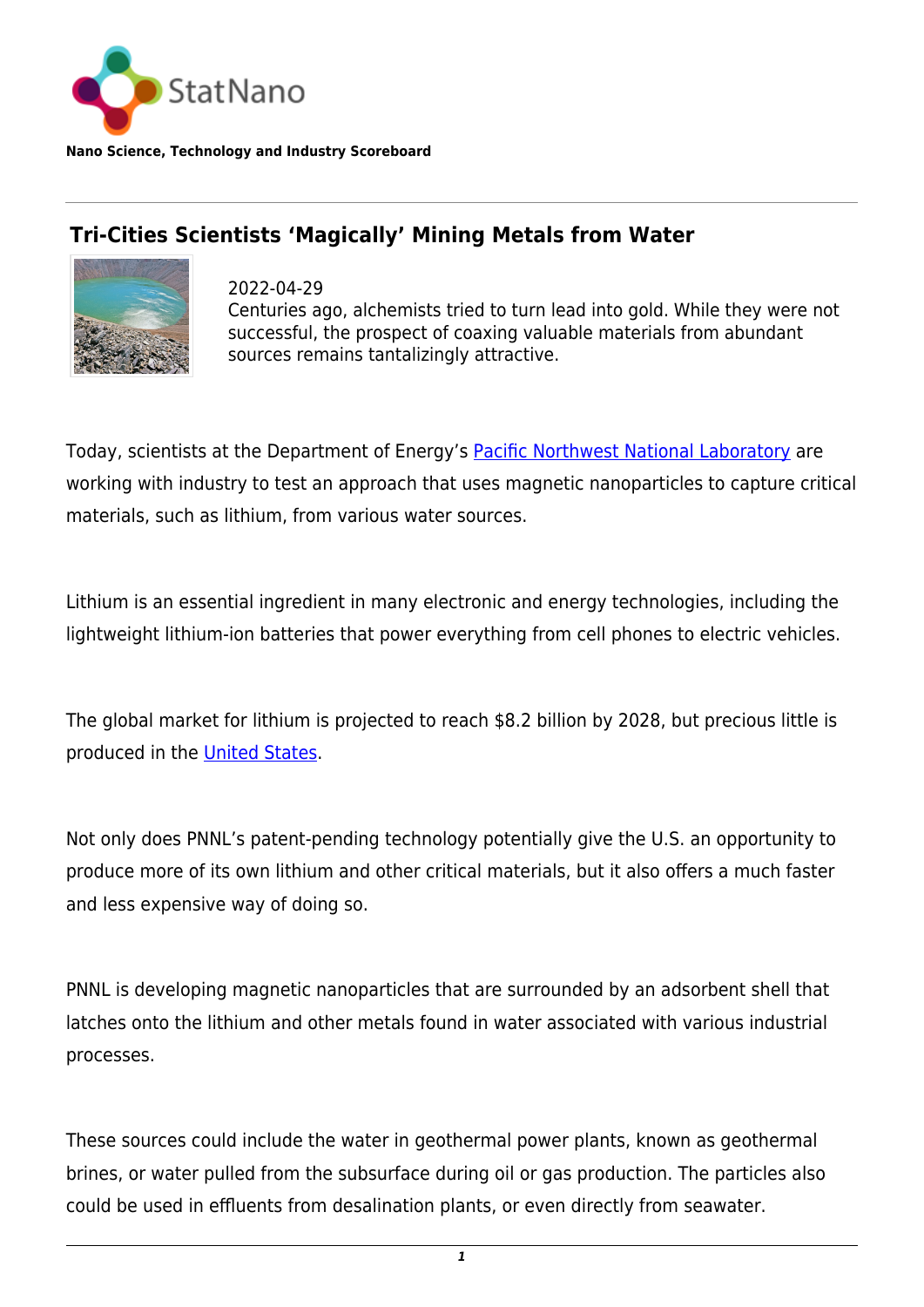StatNano

**Nano Science, Technology and Industry Scoreboard**

## Tri-Cities Scientists 'Magically' Mining Metals from Water

2022-04-29

Centuries ago, alchemists tried to turn lead into gold. While they were not successful, the prospect of coaxing valuable materials from abundant sources remains tantalizingly attractive.

Today, scientists at the Department of Energy's Pacific Northwest National Laboratory are working with industry to test an approach that uses magnetic nanoparticles to capture critical materials, such as lithium, from various water sources.

Lithium is an essential ingredient in many electronic and energy technologies, including the lightweight lithium-ion batteries that power everything from cell phones to electric vehicles.

The global market for lithium is projected to reach $8.2 billion by 2028, but precious little is produced in the United States.

Not only does PNNL's patent-pending technology potentially give the U.S. an opportunity to produce more of its own lithium and other critical materials, but it also offers a much faster and less expensive way of doing so.

PNNL is developing magnetic nanoparticles that are surrounded by an adsorbent shell that latches onto the lithium and other metals found in water associated with various industrial processes.

These sources could include the water in geothermal power plants, known as geothermal brines, or water pulled from the subsurface during oil or gas production. The particles also could be used in effluents from desalination plants, or even directly from seawater.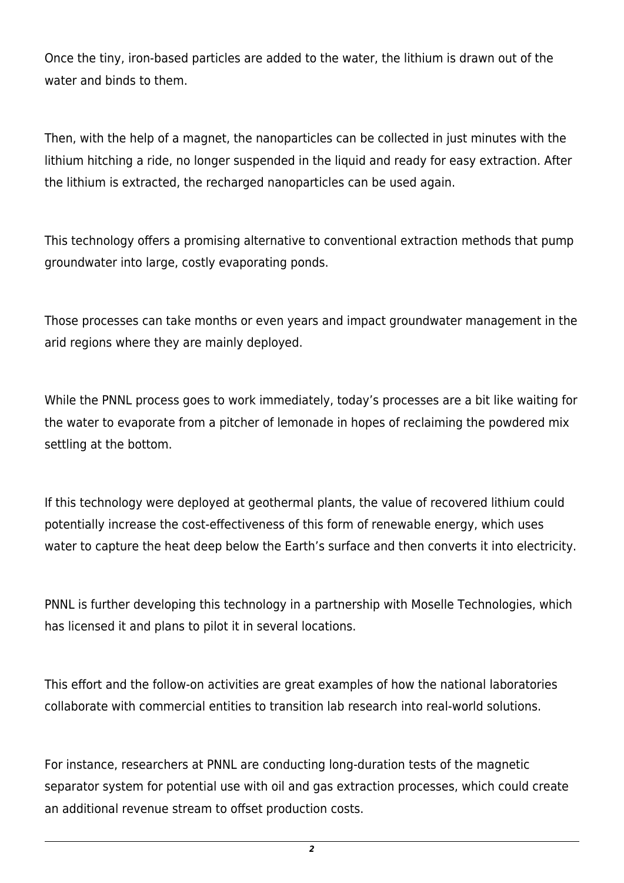Once the tiny, iron-based particles are added to the water, the lithium is drawn out of the water and binds to them.

Then, with the help of a magnet, the nanoparticles can be collected in just minutes with the lithium hitching a ride, no longer suspended in the liquid and ready for easy extraction. After the lithium is extracted, the recharged nanoparticles can be used again.

This technology offers a promising alternative to conventional extraction methods that pump groundwater into large, costly evaporating ponds.

Those processes can take months or even years and impact groundwater management in the arid regions where they are mainly deployed.

While the PNNL process goes to work immediately, today's processes are a bit like waiting for the water to evaporate from a pitcher of lemonade in hopes of reclaiming the powdered mix settling at the bottom.

If this technology were deployed at geothermal plants, the value of recovered lithium could potentially increase the cost-effectiveness of this form of renewable energy, which uses water to capture the heat deep below the Earth's surface and then converts it into electricity.

PNNL is further developing this technology in a partnership with Moselle Technologies, which has licensed it and plans to pilot it in several locations.

This effort and the follow-on activities are great examples of how the national laboratories collaborate with commercial entities to transition lab research into real-world solutions.

For instance, researchers at PNNL are conducting long-duration tests of the magnetic separator system for potential use with oil and gas extraction processes, which could create an additional revenue stream to offset production costs.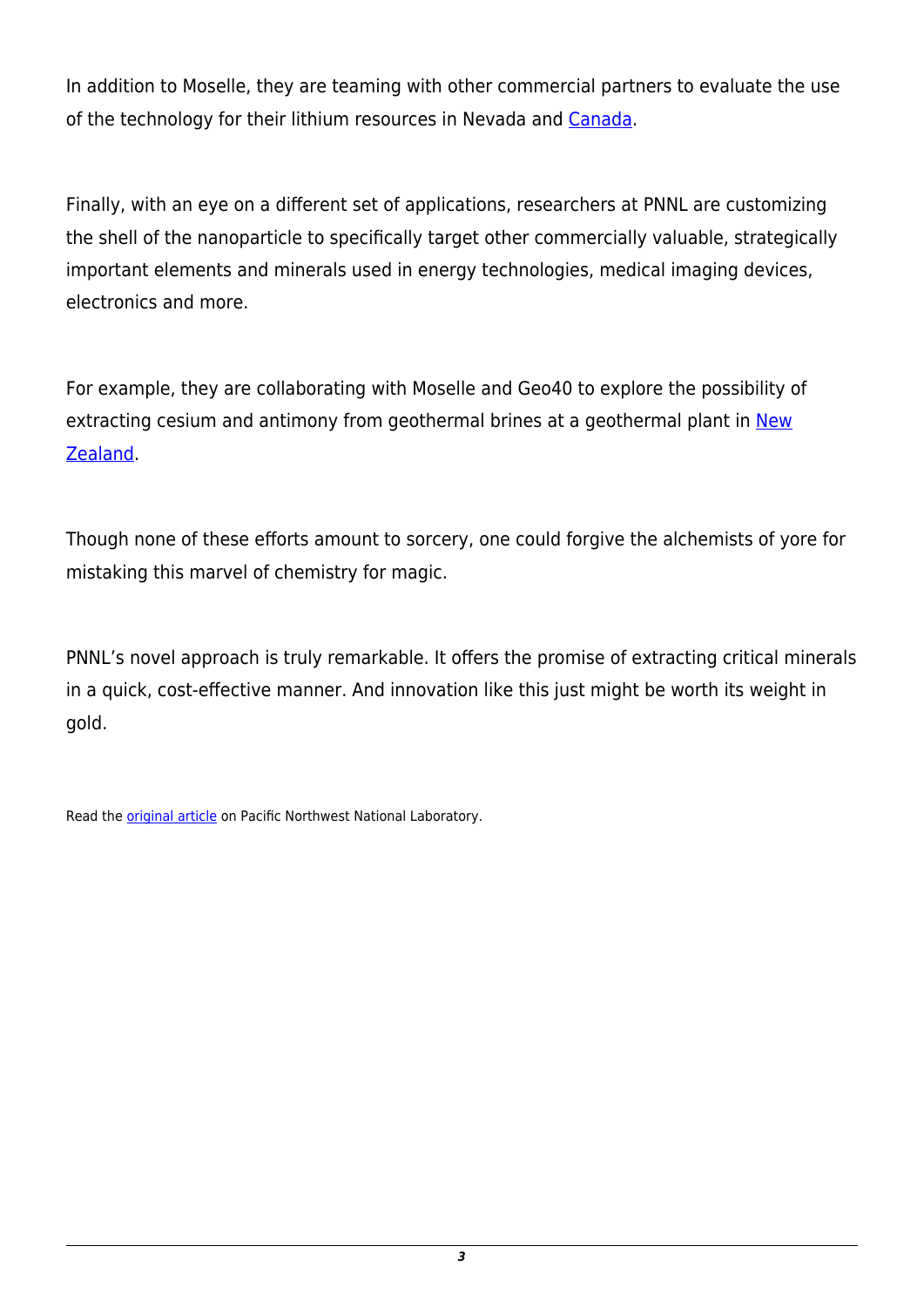In addition to Moselle, they are teaming with other commercial partners to evaluate the use of the technology for their lithium resources in Nevada and Canada.

Finally, with an eye on a different set of applications, researchers at PNNL are customizing the shell of the nanoparticle to specifically target other commercially valuable, strategically important elements and minerals used in energy technologies, medical imaging devices, electronics and more.

For example, they are collaborating with Moselle and Geo40 to explore the possibility of extracting cesium and antimony from geothermal brines at a geothermal plant in New Zealand.

Though none of these efforts amount to sorcery, one could forgive the alchemists of yore for mistaking this marvel of chemistry for magic.

PNNL's novel approach is truly remarkable. It offers the promise of extracting critical minerals in a quick, cost-effective manner. And innovation like this just might be worth its weight in gold.

Read the original article on Pacific Northwest National Laboratory.